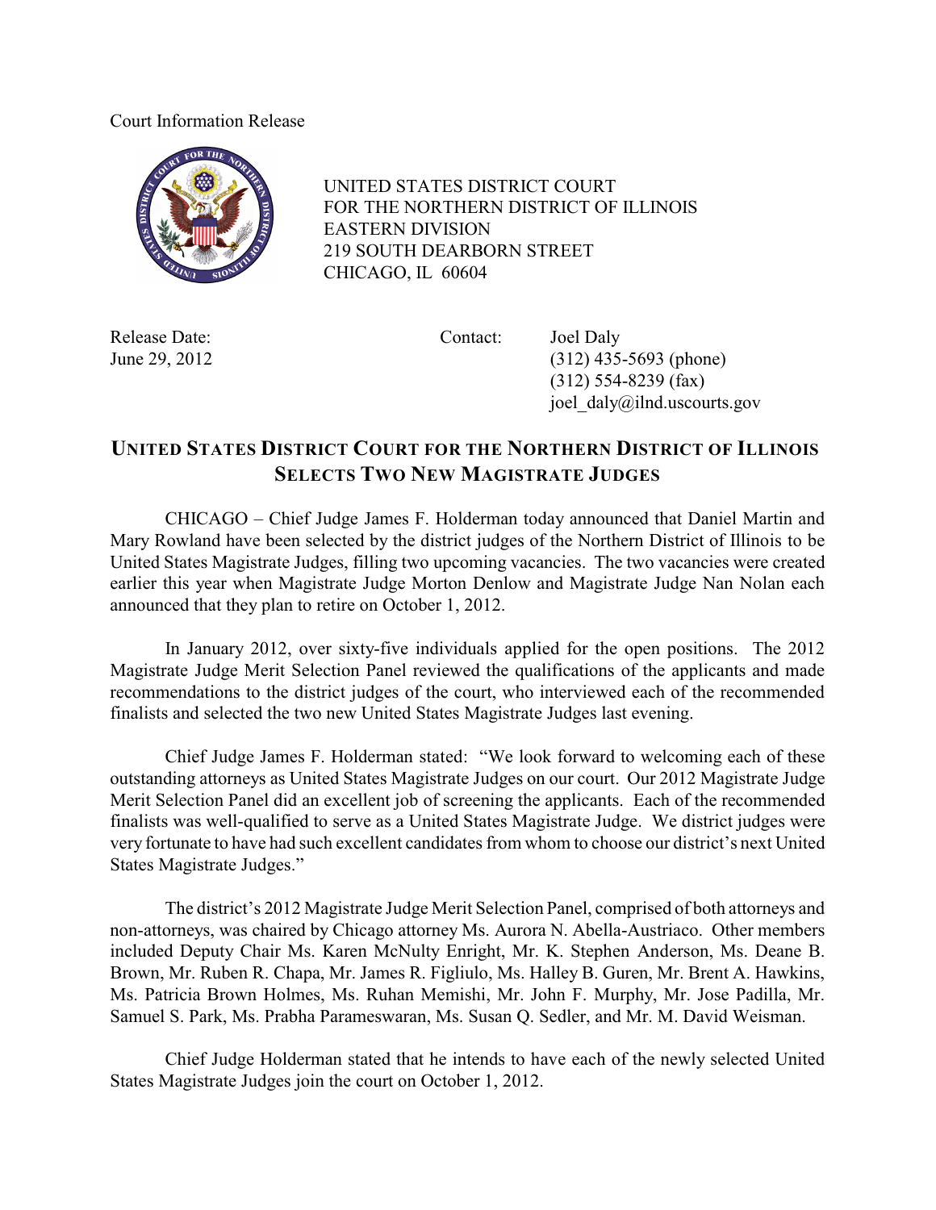Court Information Release

UNITED STATES DISTRICT COURT
FOR THE NORTHERN DISTRICT OF ILLINOIS
EASTERN DIVISION
219 SOUTH DEARBORN STREET
CHICAGO, IL 60604

Release Date:
June 29, 2012

Contact: Joel Daly
(312) 435-5693 (phone)
(312) 554-8239 (fax)
joel_daly@ilnd.uscourts.gov

# UNITED STATES DISTRICT COURT FOR THE NORTHERN DISTRICT OF ILLINOIS SELECTS TWO NEW MAGISTRATE JUDGES

CHICAGO – Chief Judge James F. Holderman today announced that Daniel Martin and Mary Rowland have been selected by the district judges of the Northern District of Illinois to be United States Magistrate Judges, filling two upcoming vacancies. The two vacancies were created earlier this year when Magistrate Judge Morton Denlow and Magistrate Judge Nan Nolan each announced that they plan to retire on October 1, 2012.

In January 2012, over sixty-five individuals applied for the open positions. The 2012 Magistrate Judge Merit Selection Panel reviewed the qualifications of the applicants and made recommendations to the district judges of the court, who interviewed each of the recommended finalists and selected the two new United States Magistrate Judges last evening.

Chief Judge James F. Holderman stated: "We look forward to welcoming each of these outstanding attorneys as United States Magistrate Judges on our court. Our 2012 Magistrate Judge Merit Selection Panel did an excellent job of screening the applicants. Each of the recommended finalists was well-qualified to serve as a United States Magistrate Judge. We district judges were very fortunate to have had such excellent candidates from whom to choose our district's next United States Magistrate Judges."

The district's 2012 Magistrate Judge Merit Selection Panel, comprised of both attorneys and non-attorneys, was chaired by Chicago attorney Ms. Aurora N. Abella-Austriaco. Other members included Deputy Chair Ms. Karen McNulty Enright, Mr. K. Stephen Anderson, Ms. Deane B. Brown, Mr. Ruben R. Chapa, Mr. James R. Figliulo, Ms. Halley B. Guren, Mr. Brent A. Hawkins, Ms. Patricia Brown Holmes, Ms. Ruhan Memishi, Mr. John F. Murphy, Mr. Jose Padilla, Mr. Samuel S. Park, Ms. Prabha Parameswaran, Ms. Susan Q. Sedler, and Mr. M. David Weisman.

Chief Judge Holderman stated that he intends to have each of the newly selected United States Magistrate Judges join the court on October 1, 2012.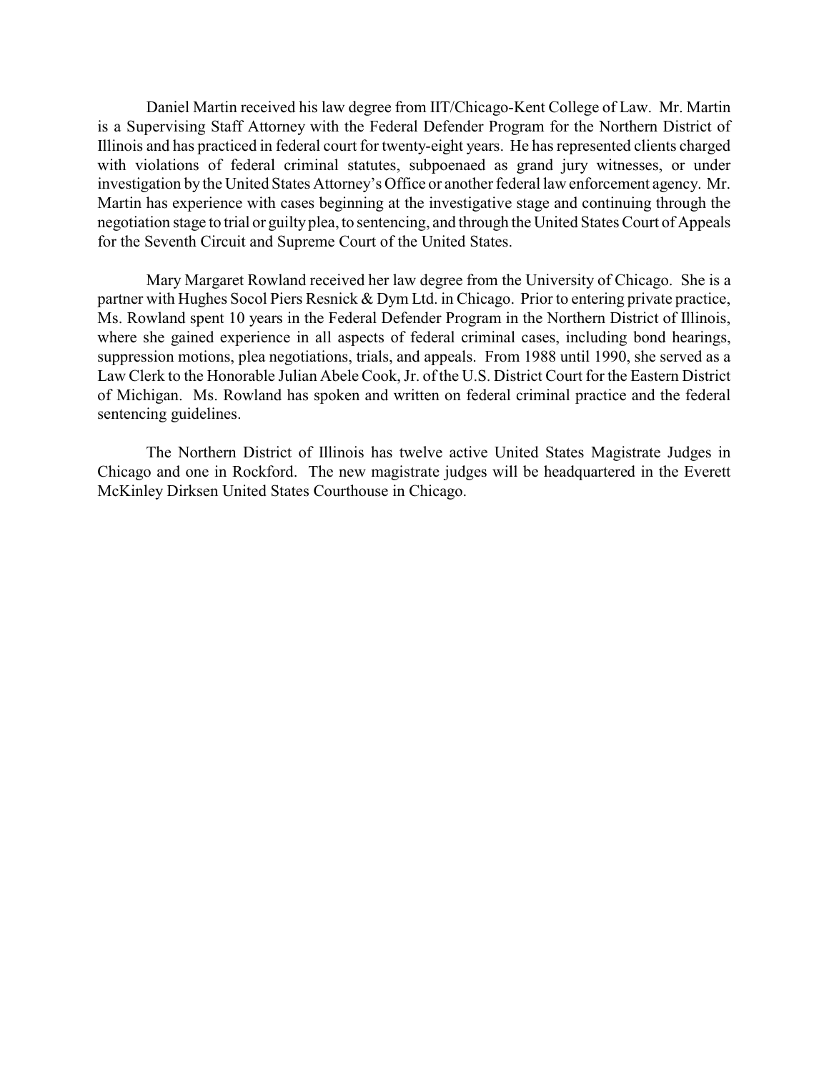Daniel Martin received his law degree from IIT/Chicago-Kent College of Law. Mr. Martin is a Supervising Staff Attorney with the Federal Defender Program for the Northern District of Illinois and has practiced in federal court for twenty-eight years. He has represented clients charged with violations of federal criminal statutes, subpoenaed as grand jury witnesses, or under investigation by the United States Attorney's Office or another federal law enforcement agency. Mr. Martin has experience with cases beginning at the investigative stage and continuing through the negotiation stage to trial or guilty plea, to sentencing, and through the United States Court of Appeals for the Seventh Circuit and Supreme Court of the United States.

Mary Margaret Rowland received her law degree from the University of Chicago. She is a partner with Hughes Socol Piers Resnick & Dym Ltd. in Chicago. Prior to entering private practice, Ms. Rowland spent 10 years in the Federal Defender Program in the Northern District of Illinois, where she gained experience in all aspects of federal criminal cases, including bond hearings, suppression motions, plea negotiations, trials, and appeals. From 1988 until 1990, she served as a Law Clerk to the Honorable Julian Abele Cook, Jr. of the U.S. District Court for the Eastern District of Michigan. Ms. Rowland has spoken and written on federal criminal practice and the federal sentencing guidelines.

The Northern District of Illinois has twelve active United States Magistrate Judges in Chicago and one in Rockford. The new magistrate judges will be headquartered in the Everett McKinley Dirksen United States Courthouse in Chicago.